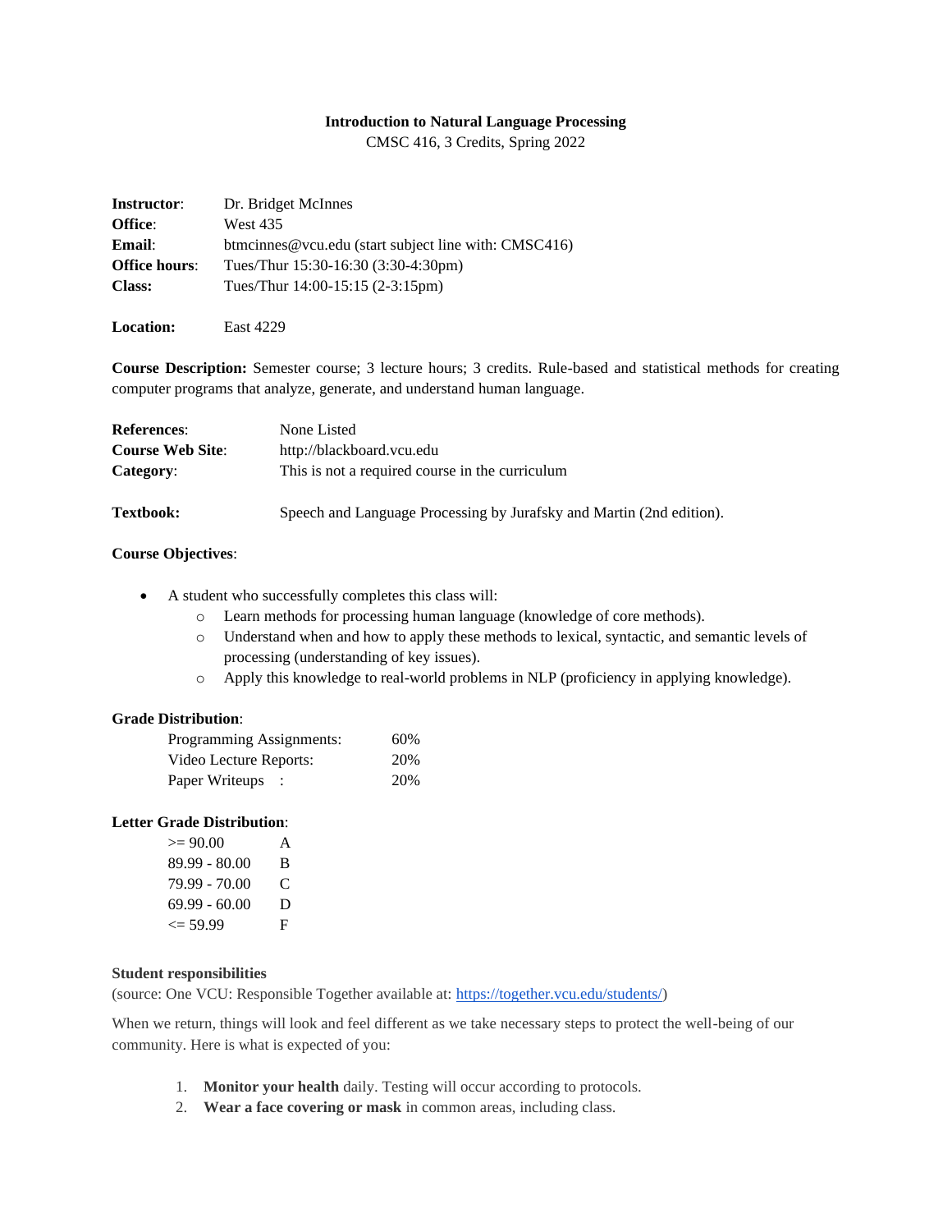# Introduction to Natural Language Processing

CMSC 416, 3 Credits, Spring 2022

**Instructor**: Dr. Bridget McInnes
**Office**: West 435
**Email**: btmcinnes@vcu.edu (start subject line with: CMSC416)
**Office hours**: Tues/Thur 15:30-16:30 (3:30-4:30pm)
**Class:** Tues/Thur 14:00-15:15 (2-3:15pm)

**Location:** East 4229

**Course Description:** Semester course; 3 lecture hours; 3 credits. Rule-based and statistical methods for creating computer programs that analyze, generate, and understand human language.

**References**: None Listed
**Course Web Site**: http://blackboard.vcu.edu
**Category**: This is not a required course in the curriculum

**Textbook:** Speech and Language Processing by Jurafsky and Martin (2nd edition).

**Course Objectives**:

- A student who successfully completes this class will:
  - Learn methods for processing human language (knowledge of core methods).
  - Understand when and how to apply these methods to lexical, syntactic, and semantic levels of processing (understanding of key issues).
  - Apply this knowledge to real-world problems in NLP (proficiency in applying knowledge).

**Grade Distribution**:

| | |
|---|---|
| Programming Assignments: | 60% |
| Video Lecture Reports: | 20% |
| Paper Writeups : | 20% |

**Letter Grade Distribution**:

| | |
|---|---|
| >= 90.00 | A |
| 89.99 - 80.00 | B |
| 79.99 - 70.00 | C |
| 69.99 - 60.00 | D |
| <= 59.99 | F |

**Student responsibilities**
(source: One VCU: Responsible Together available at: https://together.vcu.edu/students/)

When we return, things will look and feel different as we take necessary steps to protect the well-being of our community. Here is what is expected of you:

1. **Monitor your health** daily. Testing will occur according to protocols.
2. **Wear a face covering or mask** in common areas, including class.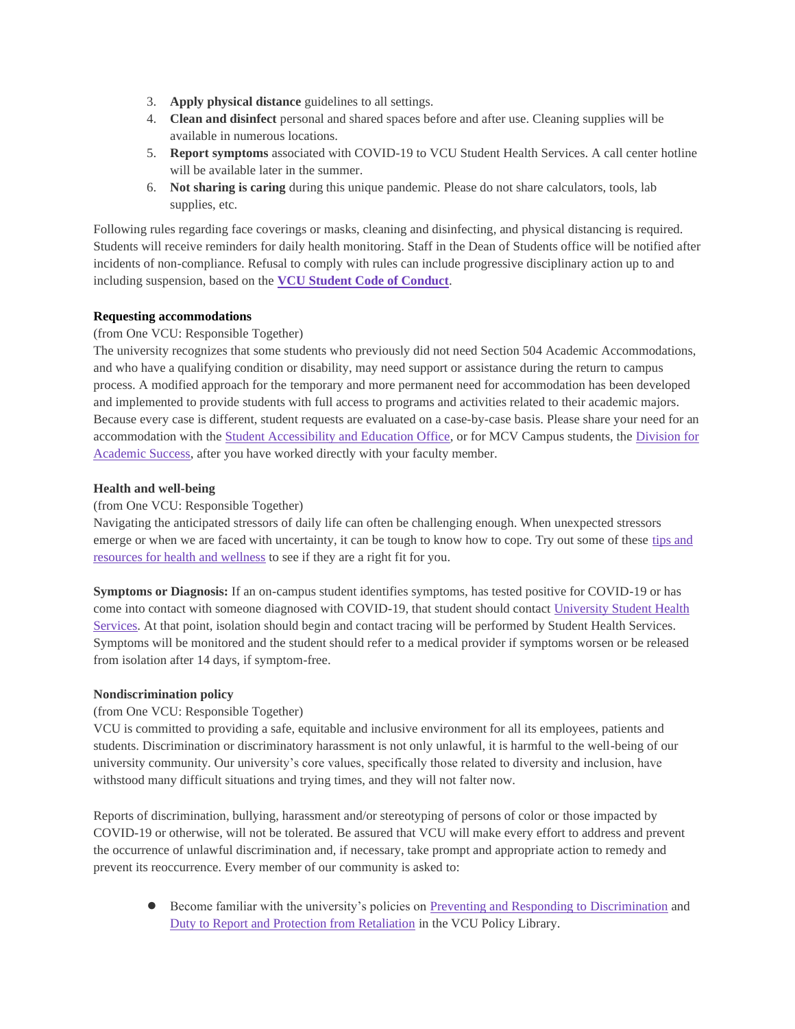3. **Apply physical distance** guidelines to all settings.
4. **Clean and disinfect** personal and shared spaces before and after use. Cleaning supplies will be available in numerous locations.
5. **Report symptoms** associated with COVID-19 to VCU Student Health Services. A call center hotline will be available later in the summer.
6. **Not sharing is caring** during this unique pandemic. Please do not share calculators, tools, lab supplies, etc.

Following rules regarding face coverings or masks, cleaning and disinfecting, and physical distancing is required. Students will receive reminders for daily health monitoring. Staff in the Dean of Students office will be notified after incidents of non-compliance. Refusal to comply with rules can include progressive disciplinary action up to and including suspension, based on the **VCU Student Code of Conduct**.

**Requesting accommodations**

(from One VCU: Responsible Together)

The university recognizes that some students who previously did not need Section 504 Academic Accommodations, and who have a qualifying condition or disability, may need support or assistance during the return to campus process. A modified approach for the temporary and more permanent need for accommodation has been developed and implemented to provide students with full access to programs and activities related to their academic majors. Because every case is different, student requests are evaluated on a case-by-case basis. Please share your need for an accommodation with the Student Accessibility and Education Office, or for MCV Campus students, the Division for Academic Success, after you have worked directly with your faculty member.

**Health and well-being**

(from One VCU: Responsible Together)

Navigating the anticipated stressors of daily life can often be challenging enough. When unexpected stressors emerge or when we are faced with uncertainty, it can be tough to know how to cope. Try out some of these tips and resources for health and wellness to see if they are a right fit for you.

**Symptoms or Diagnosis:** If an on-campus student identifies symptoms, has tested positive for COVID-19 or has come into contact with someone diagnosed with COVID-19, that student should contact University Student Health Services. At that point, isolation should begin and contact tracing will be performed by Student Health Services. Symptoms will be monitored and the student should refer to a medical provider if symptoms worsen or be released from isolation after 14 days, if symptom-free.

**Nondiscrimination policy**

(from One VCU: Responsible Together)

VCU is committed to providing a safe, equitable and inclusive environment for all its employees, patients and students. Discrimination or discriminatory harassment is not only unlawful, it is harmful to the well-being of our university community. Our university's core values, specifically those related to diversity and inclusion, have withstood many difficult situations and trying times, and they will not falter now.

Reports of discrimination, bullying, harassment and/or stereotyping of persons of color or those impacted by COVID-19 or otherwise, will not be tolerated. Be assured that VCU will make every effort to address and prevent the occurrence of unlawful discrimination and, if necessary, take prompt and appropriate action to remedy and prevent its reoccurrence. Every member of our community is asked to:

- Become familiar with the university's policies on Preventing and Responding to Discrimination and Duty to Report and Protection from Retaliation in the VCU Policy Library.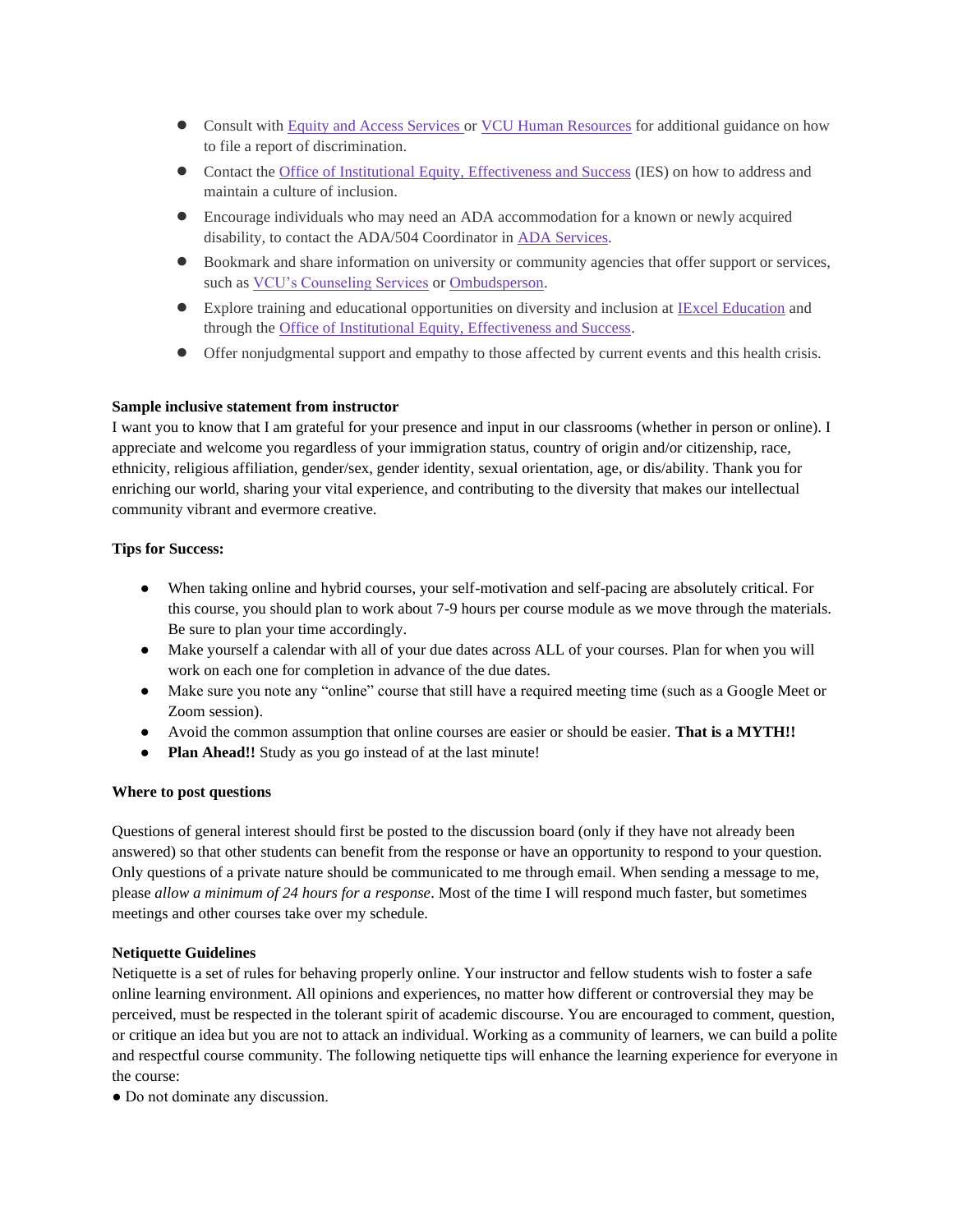- Consult with Equity and Access Services or VCU Human Resources for additional guidance on how to file a report of discrimination.
- Contact the Office of Institutional Equity, Effectiveness and Success (IES) on how to address and maintain a culture of inclusion.
- Encourage individuals who may need an ADA accommodation for a known or newly acquired disability, to contact the ADA/504 Coordinator in ADA Services.
- Bookmark and share information on university or community agencies that offer support or services, such as VCU's Counseling Services or Ombudsperson.
- Explore training and educational opportunities on diversity and inclusion at IExcel Education and through the Office of Institutional Equity, Effectiveness and Success.
- Offer nonjudgmental support and empathy to those affected by current events and this health crisis.

**Sample inclusive statement from instructor**

I want you to know that I am grateful for your presence and input in our classrooms (whether in person or online). I appreciate and welcome you regardless of your immigration status, country of origin and/or citizenship, race, ethnicity, religious affiliation, gender/sex, gender identity, sexual orientation, age, or dis/ability. Thank you for enriching our world, sharing your vital experience, and contributing to the diversity that makes our intellectual community vibrant and evermore creative.

**Tips for Success:**

- When taking online and hybrid courses, your self-motivation and self-pacing are absolutely critical. For this course, you should plan to work about 7-9 hours per course module as we move through the materials. Be sure to plan your time accordingly.
- Make yourself a calendar with all of your due dates across ALL of your courses. Plan for when you will work on each one for completion in advance of the due dates.
- Make sure you note any "online" course that still have a required meeting time (such as a Google Meet or Zoom session).
- Avoid the common assumption that online courses are easier or should be easier. **That is a MYTH!!**
- **Plan Ahead!!** Study as you go instead of at the last minute!

**Where to post questions**

Questions of general interest should first be posted to the discussion board (only if they have not already been answered) so that other students can benefit from the response or have an opportunity to respond to your question. Only questions of a private nature should be communicated to me through email. When sending a message to me, please *allow a minimum of 24 hours for a response*. Most of the time I will respond much faster, but sometimes meetings and other courses take over my schedule.

**Netiquette Guidelines**

Netiquette is a set of rules for behaving properly online. Your instructor and fellow students wish to foster a safe online learning environment. All opinions and experiences, no matter how different or controversial they may be perceived, must be respected in the tolerant spirit of academic discourse. You are encouraged to comment, question, or critique an idea but you are not to attack an individual. Working as a community of learners, we can build a polite and respectful course community. The following netiquette tips will enhance the learning experience for everyone in the course:

- Do not dominate any discussion.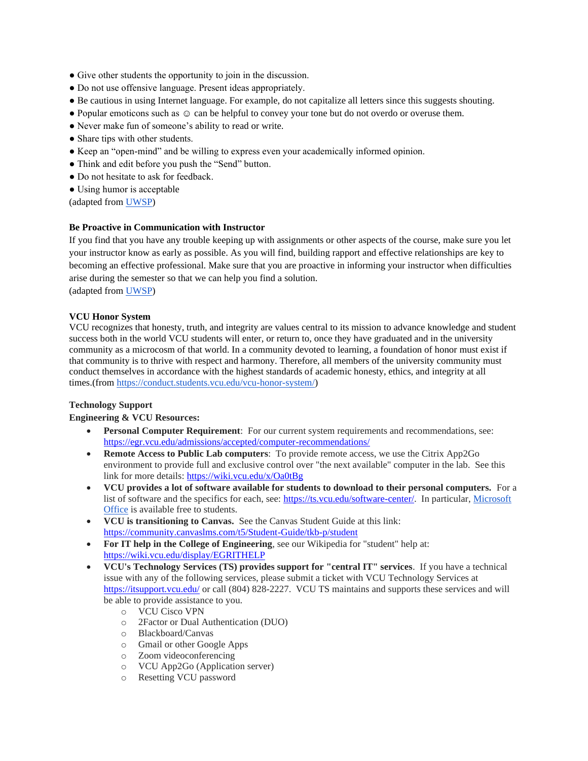- Give other students the opportunity to join in the discussion.
- Do not use offensive language. Present ideas appropriately.
- Be cautious in using Internet language. For example, do not capitalize all letters since this suggests shouting.
- Popular emoticons such as ☺ can be helpful to convey your tone but do not overdo or overuse them.
- Never make fun of someone's ability to read or write.
- Share tips with other students.
- Keep an "open-mind" and be willing to express even your academically informed opinion.
- Think and edit before you push the "Send" button.
- Do not hesitate to ask for feedback.
- Using humor is acceptable

(adapted from [UWSP](UWSP))

**Be Proactive in Communication with Instructor**

If you find that you have any trouble keeping up with assignments or other aspects of the course, make sure you let your instructor know as early as possible. As you will find, building rapport and effective relationships are key to becoming an effective professional. Make sure that you are proactive in informing your instructor when difficulties arise during the semester so that we can help you find a solution.
(adapted from [UWSP](UWSP))

**VCU Honor System**

VCU recognizes that honesty, truth, and integrity are values central to its mission to advance knowledge and student success both in the world VCU students will enter, or return to, once they have graduated and in the university community as a microcosm of that world. In a community devoted to learning, a foundation of honor must exist if that community is to thrive with respect and harmony. Therefore, all members of the university community must conduct themselves in accordance with the highest standards of academic honesty, ethics, and integrity at all times.(from https://conduct.students.vcu.edu/vcu-honor-system/)

**Technology Support**

**Engineering & VCU Resources:**

- **Personal Computer Requirement**: For our current system requirements and recommendations, see: https://egr.vcu.edu/admissions/accepted/computer-recommendations/
- **Remote Access to Public Lab computers**: To provide remote access, we use the Citrix App2Go environment to provide full and exclusive control over "the next available" computer in the lab. See this link for more details: https://wiki.vcu.edu/x/Oa0tBg
- **VCU provides a lot of software available for students to download to their personal computers.** For a list of software and the specifics for each, see: https://ts.vcu.edu/software-center/. In particular, Microsoft Office is available free to students.
- **VCU is transitioning to Canvas.** See the Canvas Student Guide at this link: https://community.canvaslms.com/t5/Student-Guide/tkb-p/student
- **For IT help in the College of Engineering**, see our Wikipedia for "student" help at: https://wiki.vcu.edu/display/EGRITHELP
- **VCU's Technology Services (TS) provides support for "central IT" services**. If you have a technical issue with any of the following services, please submit a ticket with VCU Technology Services at https://itsupport.vcu.edu/ or call (804) 828-2227. VCU TS maintains and supports these services and will be able to provide assistance to you.
  - VCU Cisco VPN
  - 2Factor or Dual Authentication (DUO)
  - Blackboard/Canvas
  - Gmail or other Google Apps
  - Zoom videoconferencing
  - VCU App2Go (Application server)
  - Resetting VCU password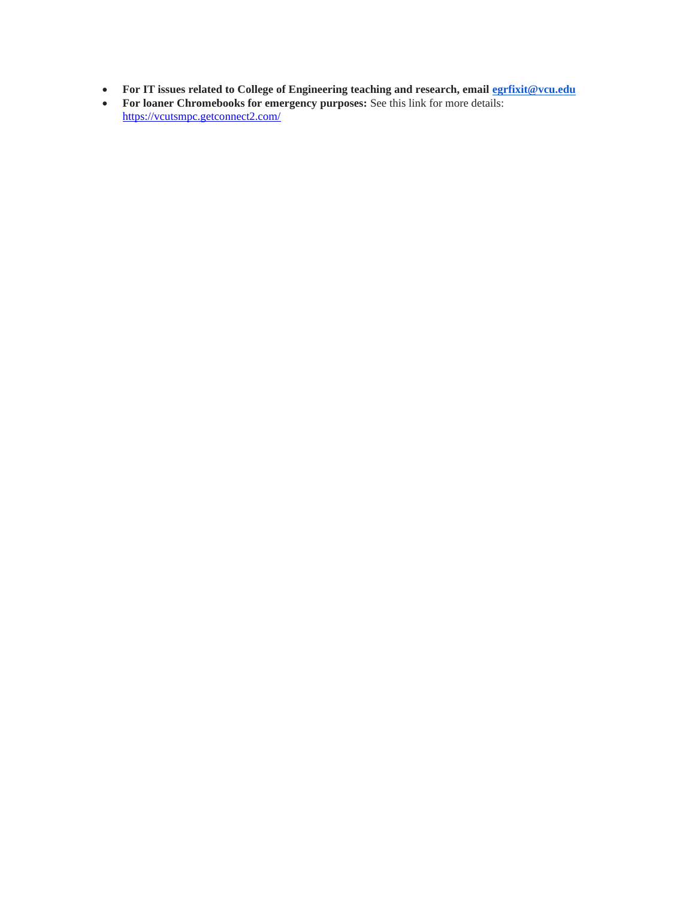- **For IT issues related to College of Engineering teaching and research, email [egrfixit@vcu.edu](mailto:egrfixit@vcu.edu)**
- **For loaner Chromebooks for emergency purposes:** See this link for more details: https://vcutsmpc.getconnect2.com/